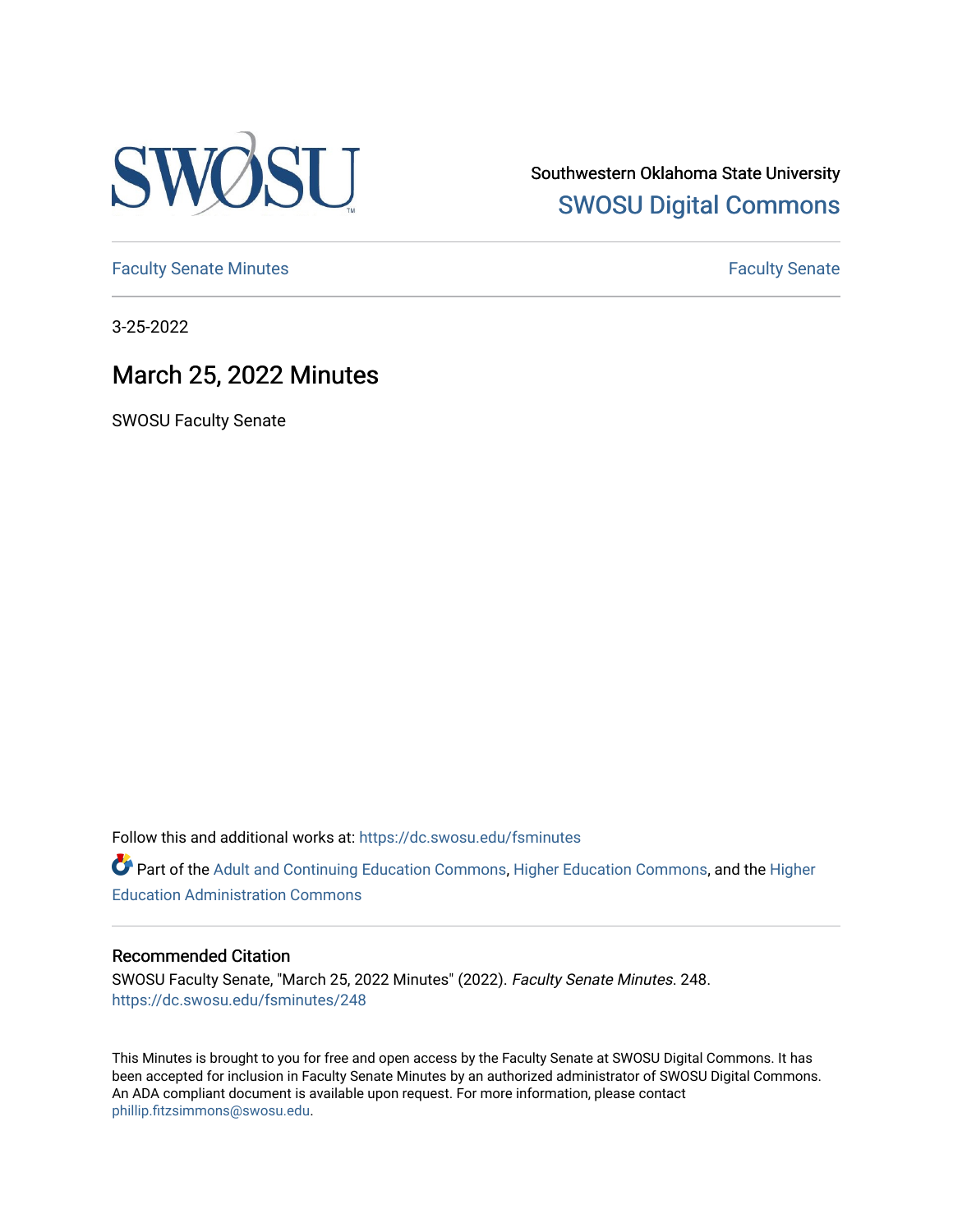Southwestern Oklahoma State University

SWOSU Digital Commons

Faculty Senate Minutes

Faculty Senate

3-25-2022

# March 25, 2022 Minutes

SWOSU Faculty Senate

Follow this and additional works at: https://dc.swosu.edu/fsminutes

Part of the Adult and Continuing Education Commons, Higher Education Commons, and the Higher Education Administration Commons

### Recommended Citation

SWOSU Faculty Senate, "March 25, 2022 Minutes" (2022). *Faculty Senate Minutes*. 248. https://dc.swosu.edu/fsminutes/248

This Minutes is brought to you for free and open access by the Faculty Senate at SWOSU Digital Commons. It has been accepted for inclusion in Faculty Senate Minutes by an authorized administrator of SWOSU Digital Commons. An ADA compliant document is available upon request. For more information, please contact phillip.fitzsimmons@swosu.edu.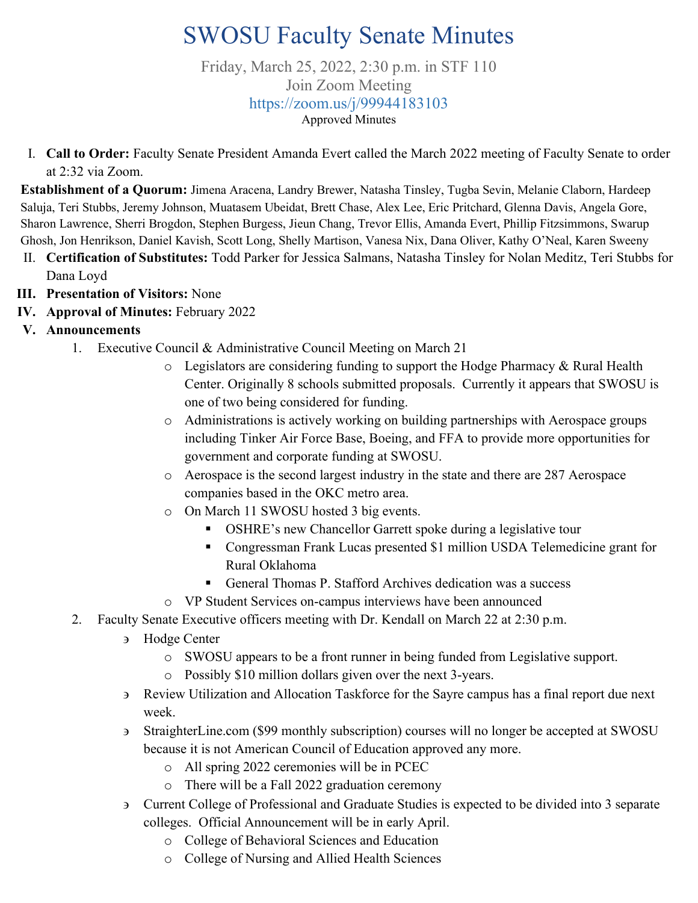# SWOSU Faculty Senate Minutes

Friday, March 25, 2022, 2:30 p.m. in STF 110

Join Zoom Meeting

https://zoom.us/j/99944183103

Approved Minutes

I. **Call to Order:** Faculty Senate President Amanda Evert called the March 2022 meeting of Faculty Senate to order at 2:32 via Zoom.

**Establishment of a Quorum:** Jimena Aracena, Landry Brewer, Natasha Tinsley, Tugba Sevin, Melanie Claborn, Hardeep Saluja, Teri Stubbs, Jeremy Johnson, Muatasem Ubeidat, Brett Chase, Alex Lee, Eric Pritchard, Glenna Davis, Angela Gore, Sharon Lawrence, Sherri Brogdon, Stephen Burgess, Jieun Chang, Trevor Ellis, Amanda Evert, Phillip Fitzsimmons, Swarup Ghosh, Jon Henrikson, Daniel Kavish, Scott Long, Shelly Martison, Vanesa Nix, Dana Oliver, Kathy O'Neal, Karen Sweeny

II. **Certification of Substitutes:** Todd Parker for Jessica Salmans, Natasha Tinsley for Nolan Meditz, Teri Stubbs for Dana Loyd

III. **Presentation of Visitors:** None

IV. **Approval of Minutes:** February 2022

V. **Announcements**

1. Executive Council & Administrative Council Meeting on March 21
   - Legislators are considering funding to support the Hodge Pharmacy & Rural Health Center. Originally 8 schools submitted proposals. Currently it appears that SWOSU is one of two being considered for funding.
   - Administrations is actively working on building partnerships with Aerospace groups including Tinker Air Force Base, Boeing, and FFA to provide more opportunities for government and corporate funding at SWOSU.
   - Aerospace is the second largest industry in the state and there are 287 Aerospace companies based in the OKC metro area.
   - On March 11 SWOSU hosted 3 big events.
     - OSHRE's new Chancellor Garrett spoke during a legislative tour
     - Congressman Frank Lucas presented $1 million USDA Telemedicine grant for Rural Oklahoma
     - General Thomas P. Stafford Archives dedication was a success
   - VP Student Services on-campus interviews have been announced
2. Faculty Senate Executive officers meeting with Dr. Kendall on March 22 at 2:30 p.m.
   - Hodge Center
     - SWOSU appears to be a front runner in being funded from Legislative support.
     - Possibly $10 million dollars given over the next 3-years.
   - Review Utilization and Allocation Taskforce for the Sayre campus has a final report due next week.
   - StraighterLine.com ($99 monthly subscription) courses will no longer be accepted at SWOSU because it is not American Council of Education approved any more.
     - All spring 2022 ceremonies will be in PCEC
     - There will be a Fall 2022 graduation ceremony
   - Current College of Professional and Graduate Studies is expected to be divided into 3 separate colleges. Official Announcement will be in early April.
     - College of Behavioral Sciences and Education
     - College of Nursing and Allied Health Sciences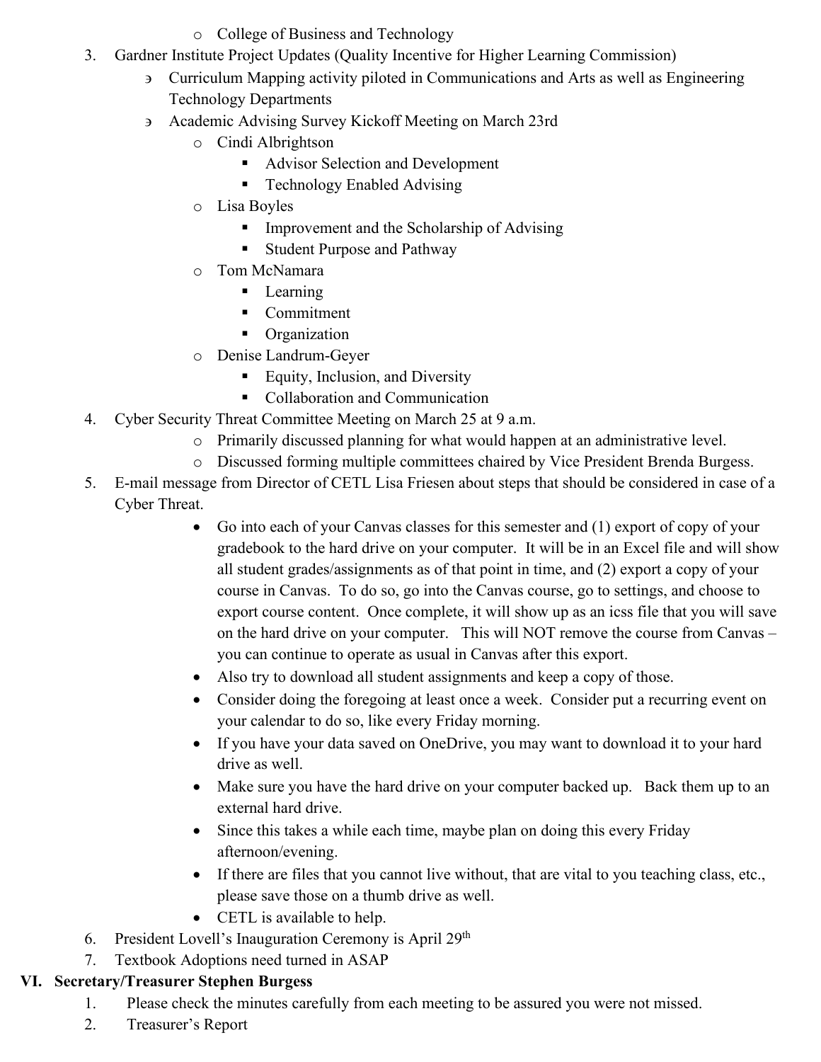- College of Business and Technology

3. Gardner Institute Project Updates (Quality Incentive for Higher Learning Commission)
   - Curriculum Mapping activity piloted in Communications and Arts as well as Engineering Technology Departments
   - Academic Advising Survey Kickoff Meeting on March 23rd
     - Cindi Albrightson
       - Advisor Selection and Development
       - Technology Enabled Advising
     - Lisa Boyles
       - Improvement and the Scholarship of Advising
       - Student Purpose and Pathway
     - Tom McNamara
       - Learning
       - Commitment
       - Organization
     - Denise Landrum-Geyer
       - Equity, Inclusion, and Diversity
       - Collaboration and Communication
4. Cyber Security Threat Committee Meeting on March 25 at 9 a.m.
   - Primarily discussed planning for what would happen at an administrative level.
   - Discussed forming multiple committees chaired by Vice President Brenda Burgess.
5. E-mail message from Director of CETL Lisa Friesen about steps that should be considered in case of a Cyber Threat.
   - Go into each of your Canvas classes for this semester and (1) export of copy of your gradebook to the hard drive on your computer. It will be in an Excel file and will show all student grades/assignments as of that point in time, and (2) export a copy of your course in Canvas. To do so, go into the Canvas course, go to settings, and choose to export course content. Once complete, it will show up as an icss file that you will save on the hard drive on your computer. This will NOT remove the course from Canvas – you can continue to operate as usual in Canvas after this export.
   - Also try to download all student assignments and keep a copy of those.
   - Consider doing the foregoing at least once a week. Consider put a recurring event on your calendar to do so, like every Friday morning.
   - If you have your data saved on OneDrive, you may want to download it to your hard drive as well.
   - Make sure you have the hard drive on your computer backed up. Back them up to an external hard drive.
   - Since this takes a while each time, maybe plan on doing this every Friday afternoon/evening.
   - If there are files that you cannot live without, that are vital to you teaching class, etc., please save those on a thumb drive as well.
   - CETL is available to help.
6. President Lovell's Inauguration Ceremony is April 29th
7. Textbook Adoptions need turned in ASAP

## VI. Secretary/Treasurer Stephen Burgess

1. Please check the minutes carefully from each meeting to be assured you were not missed.
2. Treasurer's Report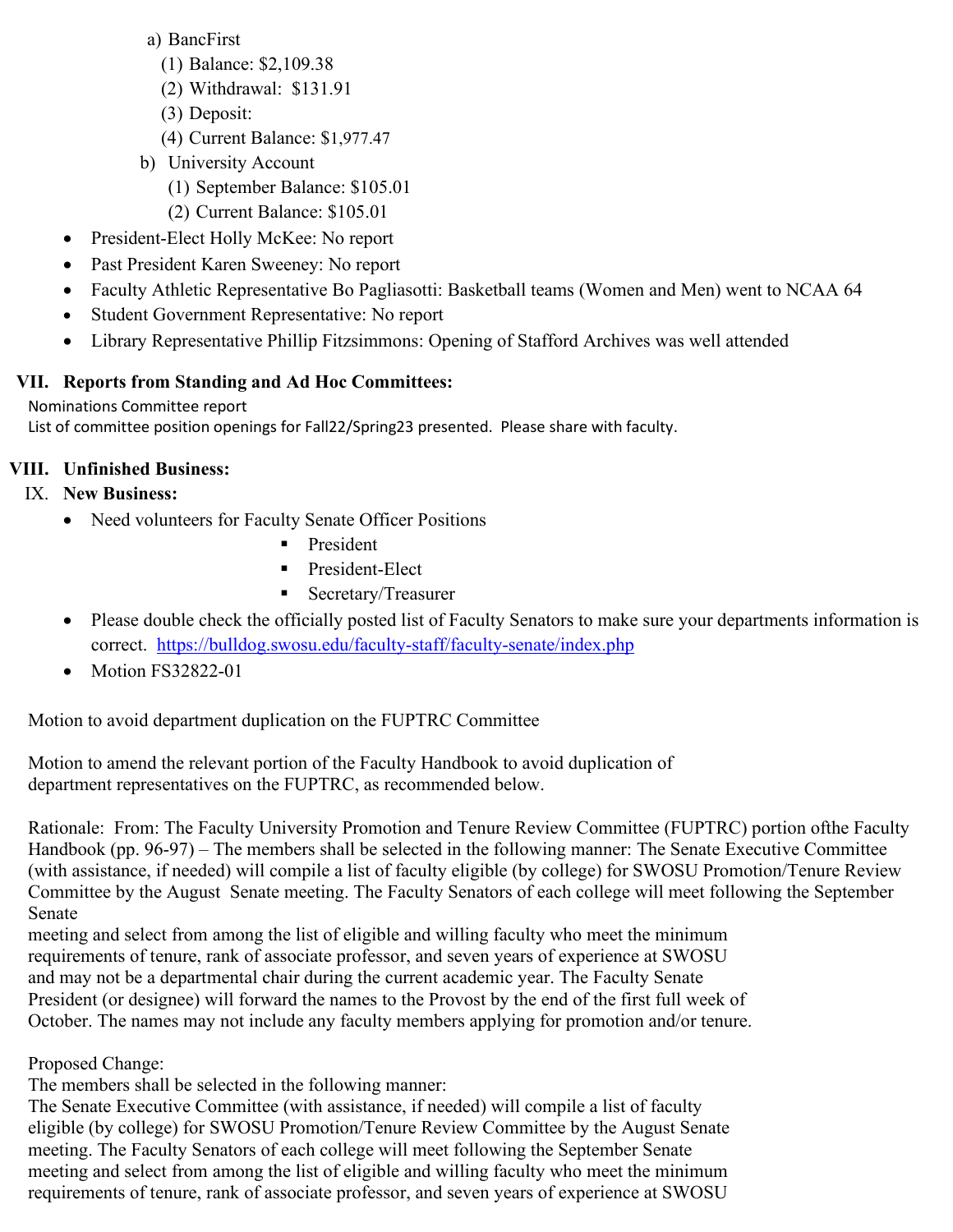a) BancFirst
   (1) Balance: $2,109.38
   (2) Withdrawal: $131.91
   (3) Deposit:
   (4) Current Balance: $1,977.47
b) University Account
   (1) September Balance: $105.01
   (2) Current Balance: $105.01

- President-Elect Holly McKee: No report
- Past President Karen Sweeney: No report
- Faculty Athletic Representative Bo Pagliasotti: Basketball teams (Women and Men) went to NCAA 64
- Student Government Representative: No report
- Library Representative Phillip Fitzsimmons: Opening of Stafford Archives was well attended

## VII. Reports from Standing and Ad Hoc Committees:

Nominations Committee report
List of committee position openings for Fall22/Spring23 presented. Please share with faculty.

## VIII. Unfinished Business:

## IX. New Business:

- Need volunteers for Faculty Senate Officer Positions
  - President
  - President-Elect
  - Secretary/Treasurer
- Please double check the officially posted list of Faculty Senators to make sure your departments information is correct. https://bulldog.swosu.edu/faculty-staff/faculty-senate/index.php
- Motion FS32822-01

Motion to avoid department duplication on the FUPTRC Committee

Motion to amend the relevant portion of the Faculty Handbook to avoid duplication of department representatives on the FUPTRC, as recommended below.

Rationale: From: The Faculty University Promotion and Tenure Review Committee (FUPTRC) portion ofthe Faculty Handbook (pp. 96-97) – The members shall be selected in the following manner: The Senate Executive Committee (with assistance, if needed) will compile a list of faculty eligible (by college) for SWOSU Promotion/Tenure Review Committee by the August Senate meeting. The Faculty Senators of each college will meet following the September Senate meeting and select from among the list of eligible and willing faculty who meet the minimum requirements of tenure, rank of associate professor, and seven years of experience at SWOSU and may not be a departmental chair during the current academic year. The Faculty Senate President (or designee) will forward the names to the Provost by the end of the first full week of October. The names may not include any faculty members applying for promotion and/or tenure.

Proposed Change:
The members shall be selected in the following manner:
The Senate Executive Committee (with assistance, if needed) will compile a list of faculty eligible (by college) for SWOSU Promotion/Tenure Review Committee by the August Senate meeting. The Faculty Senators of each college will meet following the September Senate meeting and select from among the list of eligible and willing faculty who meet the minimum requirements of tenure, rank of associate professor, and seven years of experience at SWOSU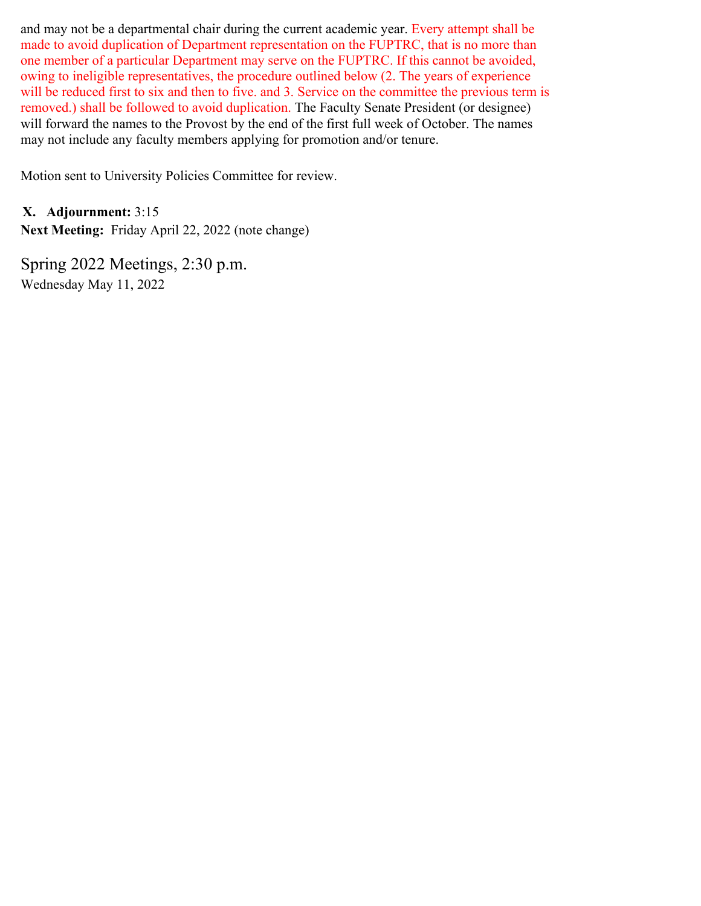and may not be a departmental chair during the current academic year. Every attempt shall be made to avoid duplication of Department representation on the FUPTRC, that is no more than one member of a particular Department may serve on the FUPTRC. If this cannot be avoided, owing to ineligible representatives, the procedure outlined below (2. The years of experience will be reduced first to six and then to five. and 3. Service on the committee the previous term is removed.) shall be followed to avoid duplication. The Faculty Senate President (or designee) will forward the names to the Provost by the end of the first full week of October. The names may not include any faculty members applying for promotion and/or tenure.

Motion sent to University Policies Committee for review.

**X. Adjournment:** 3:15

**Next Meeting:** Friday April 22, 2022 (note change)

## Spring 2022 Meetings, 2:30 p.m.

Wednesday May 11, 2022